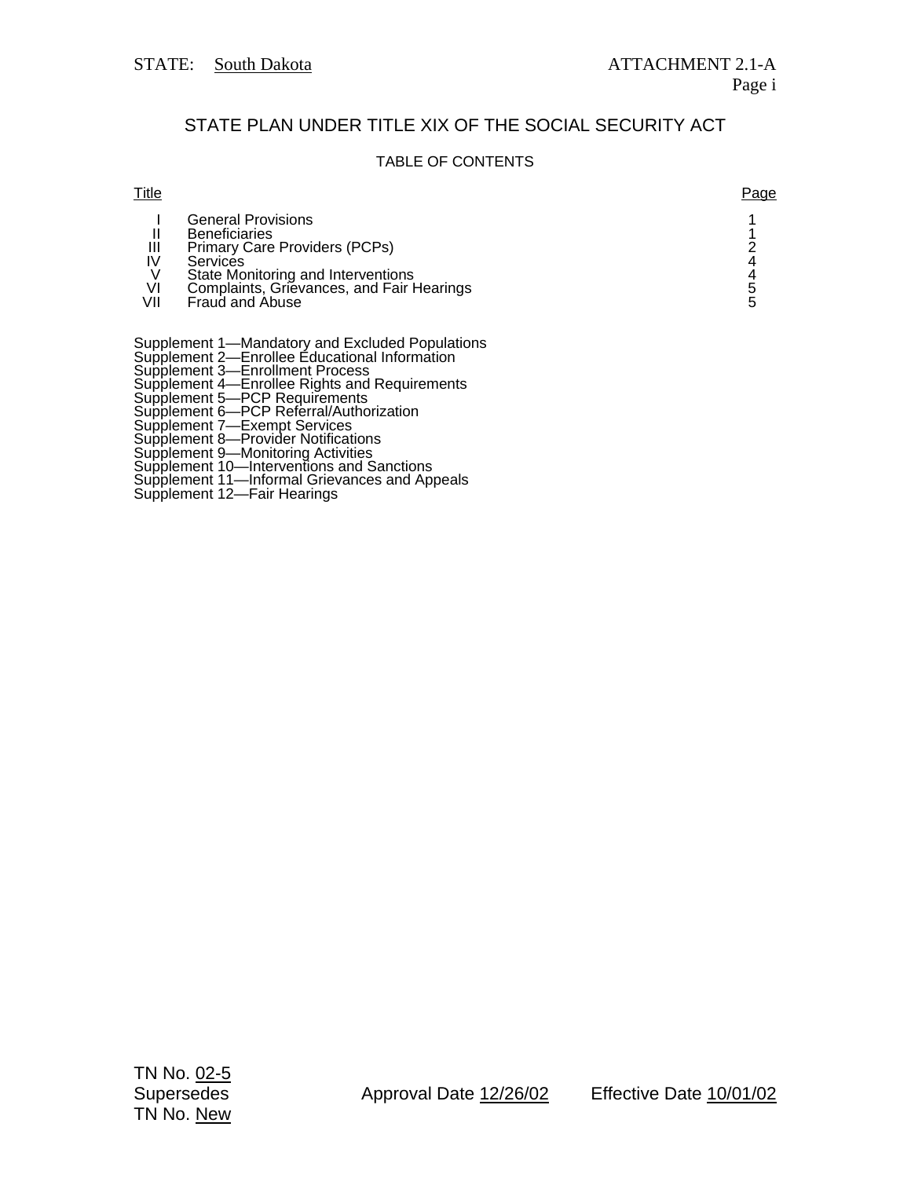STATE: South Dakota

ATTACHMENT 2.1-A

# STATE PLAN UNDER TITLE XIX OF THE SOCIAL SECURITY ACT

## TABLE OF CONTENTS

| Title | | Page |
|---|---|---|
| I | General Provisions | 1 |
| II | Beneficiaries | 1 |
| III | Primary Care Providers (PCPs) | 2 |
| IV | Services | 4 |
| V | State Monitoring and Interventions | 4 |
| VI | Complaints, Grievances, and Fair Hearings | 5 |
| VII | Fraud and Abuse | 5 |

Supplement 1—Mandatory and Excluded Populations
Supplement 2—Enrollee Educational Information
Supplement 3—Enrollment Process
Supplement 4—Enrollee Rights and Requirements
Supplement 5—PCP Requirements
Supplement 6—PCP Referral/Authorization
Supplement 7—Exempt Services
Supplement 8—Provider Notifications
Supplement 9—Monitoring Activities
Supplement 10—Interventions and Sanctions
Supplement 11—Informal Grievances and Appeals
Supplement 12—Fair Hearings

TN No. 02-5
Supersedes
TN No. New

Approval Date 12/26/02

Effective Date 10/01/02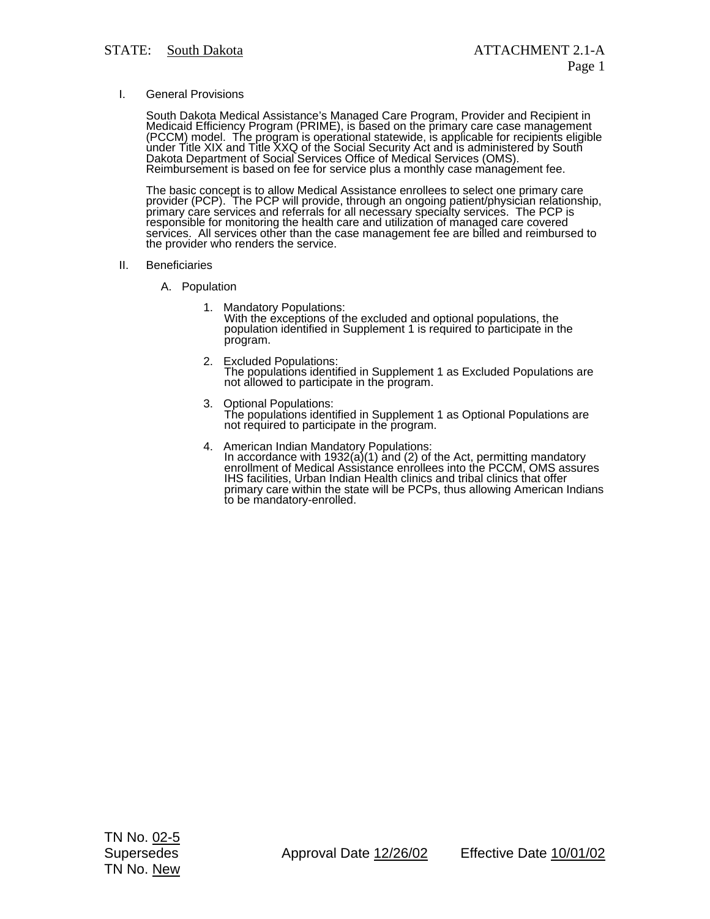STATE: South Dakota ATTACHMENT 2.1-A

I. General Provisions

South Dakota Medical Assistance's Managed Care Program, Provider and Recipient in Medicaid Efficiency Program (PRIME), is based on the primary care case management (PCCM) model. The program is operational statewide, is applicable for recipients eligible under Title XIX and Title XXQ of the Social Security Act and is administered by South Dakota Department of Social Services Office of Medical Services (OMS). Reimbursement is based on fee for service plus a monthly case management fee.

The basic concept is to allow Medical Assistance enrollees to select one primary care provider (PCP). The PCP will provide, through an ongoing patient/physician relationship, primary care services and referrals for all necessary specialty services. The PCP is responsible for monitoring the health care and utilization of managed care covered services. All services other than the case management fee are billed and reimbursed to the provider who renders the service.

II. Beneficiaries

A. Population

1. Mandatory Populations:
   With the exceptions of the excluded and optional populations, the population identified in Supplement 1 is required to participate in the program.

2. Excluded Populations:
   The populations identified in Supplement 1 as Excluded Populations are not allowed to participate in the program.

3. Optional Populations:
   The populations identified in Supplement 1 as Optional Populations are not required to participate in the program.

4. American Indian Mandatory Populations:
   In accordance with 1932(a)(1) and (2) of the Act, permitting mandatory enrollment of Medical Assistance enrollees into the PCCM, OMS assures IHS facilities, Urban Indian Health clinics and tribal clinics that offer primary care within the state will be PCPs, thus allowing American Indians to be mandatory-enrolled.

TN No. 02-5
Supersedes
TN No. New

Approval Date 12/26/02 Effective Date 10/01/02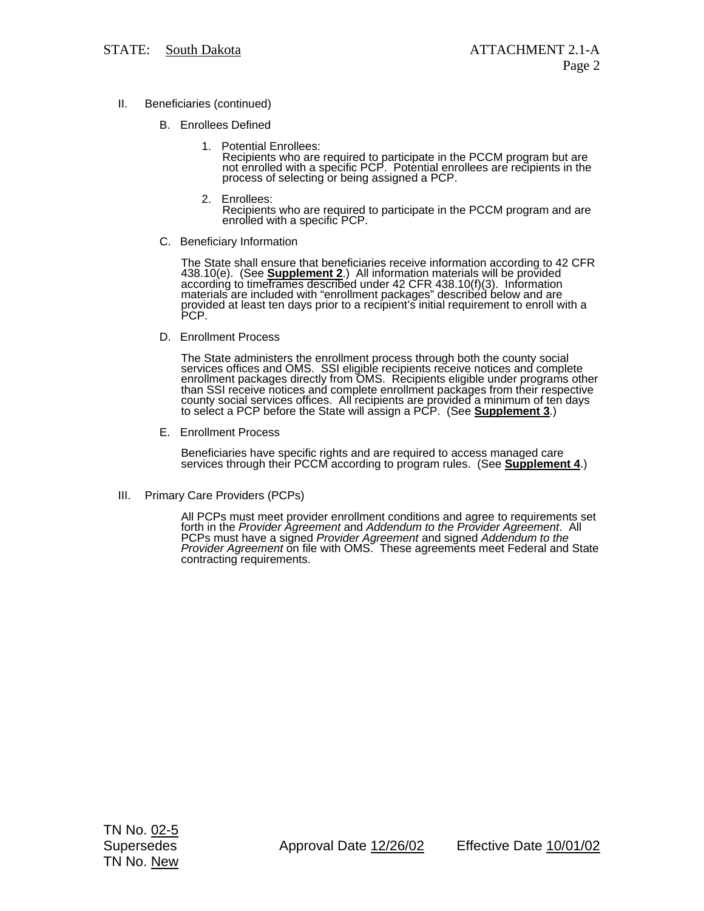II. Beneficiaries (continued)

B. Enrollees Defined

1. Potential Enrollees:
   Recipients who are required to participate in the PCCM program but are not enrolled with a specific PCP. Potential enrollees are recipients in the process of selecting or being assigned a PCP.

2. Enrollees:
   Recipients who are required to participate in the PCCM program and are enrolled with a specific PCP.

C. Beneficiary Information

The State shall ensure that beneficiaries receive information according to 42 CFR 438.10(e). (See **Supplement 2**.) All information materials will be provided according to timeframes described under 42 CFR 438.10(f)(3). Information materials are included with "enrollment packages" described below and are provided at least ten days prior to a recipient's initial requirement to enroll with a PCP.

D. Enrollment Process

The State administers the enrollment process through both the county social services offices and OMS. SSI eligible recipients receive notices and complete enrollment packages directly from OMS. Recipients eligible under programs other than SSI receive notices and complete enrollment packages from their respective county social services offices. All recipients are provided a minimum of ten days to select a PCP before the State will assign a PCP. (See **Supplement 3**.)

E. Enrollment Process

Beneficiaries have specific rights and are required to access managed care services through their PCCM according to program rules. (See **Supplement 4**.)

III. Primary Care Providers (PCPs)

All PCPs must meet provider enrollment conditions and agree to requirements set forth in the *Provider Agreement* and *Addendum to the Provider Agreement*. All PCPs must have a signed *Provider Agreement* and signed *Addendum to the Provider Agreement* on file with OMS. These agreements meet Federal and State contracting requirements.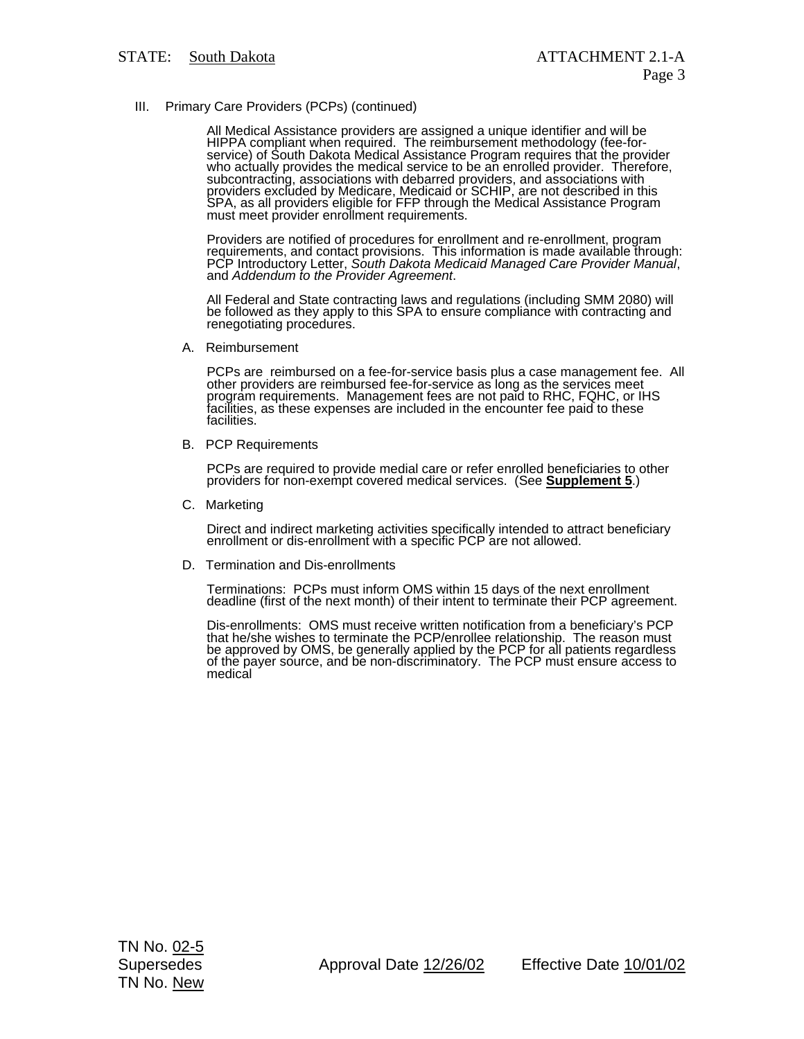III. Primary Care Providers (PCPs) (continued)

All Medical Assistance providers are assigned a unique identifier and will be HIPPA compliant when required. The reimbursement methodology (fee-for-service) of South Dakota Medical Assistance Program requires that the provider who actually provides the medical service to be an enrolled provider. Therefore, subcontracting, associations with debarred providers, and associations with providers excluded by Medicare, Medicaid or SCHIP, are not described in this SPA, as all providers eligible for FFP through the Medical Assistance Program must meet provider enrollment requirements.

Providers are notified of procedures for enrollment and re-enrollment, program requirements, and contact provisions. This information is made available through: PCP Introductory Letter, *South Dakota Medicaid Managed Care Provider Manual*, and *Addendum to the Provider Agreement*.

All Federal and State contracting laws and regulations (including SMM 2080) will be followed as they apply to this SPA to ensure compliance with contracting and renegotiating procedures.

A. Reimbursement

PCPs are reimbursed on a fee-for-service basis plus a case management fee. All other providers are reimbursed fee-for-service as long as the services meet program requirements. Management fees are not paid to RHC, FQHC, or IHS facilities, as these expenses are included in the encounter fee paid to these facilities.

B. PCP Requirements

PCPs are required to provide medial care or refer enrolled beneficiaries to other providers for non-exempt covered medical services. (See **Supplement 5**.)

C. Marketing

Direct and indirect marketing activities specifically intended to attract beneficiary enrollment or dis-enrollment with a specific PCP are not allowed.

D. Termination and Dis-enrollments

Terminations: PCPs must inform OMS within 15 days of the next enrollment deadline (first of the next month) of their intent to terminate their PCP agreement.

Dis-enrollments: OMS must receive written notification from a beneficiary's PCP that he/she wishes to terminate the PCP/enrollee relationship. The reason must be approved by OMS, be generally applied by the PCP for all patients regardless of the payer source, and be non-discriminatory. The PCP must ensure access to medical

TN No. 02-5
Supersedes
TN No. New

Approval Date 12/26/02 Effective Date 10/01/02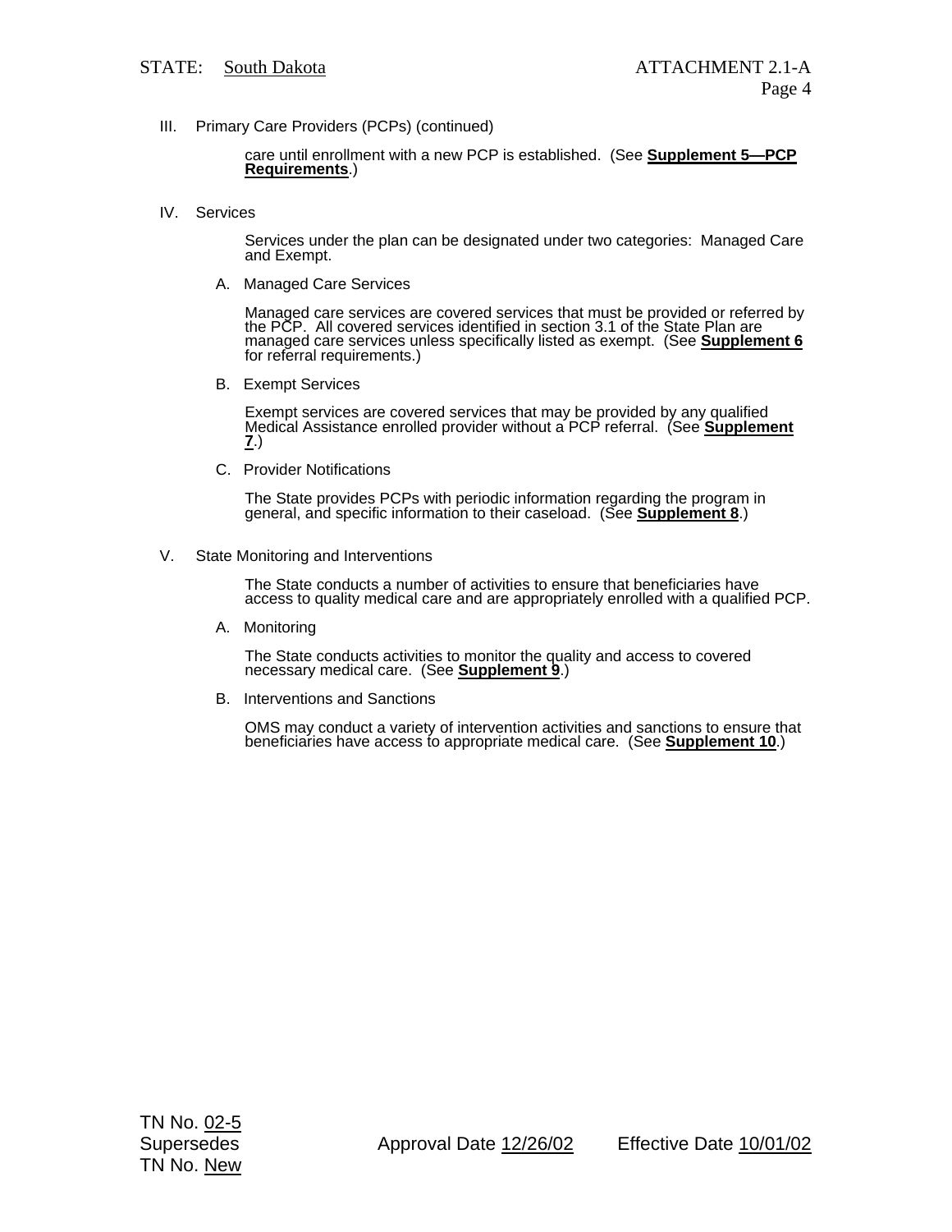III. Primary Care Providers (PCPs) (continued)

care until enrollment with a new PCP is established. (See **Supplement 5—PCP Requirements**.)

IV. Services

Services under the plan can be designated under two categories: Managed Care and Exempt.

A. Managed Care Services

Managed care services are covered services that must be provided or referred by the PCP. All covered services identified in section 3.1 of the State Plan are managed care services unless specifically listed as exempt. (See **Supplement 6** for referral requirements.)

B. Exempt Services

Exempt services are covered services that may be provided by any qualified Medical Assistance enrolled provider without a PCP referral. (See **Supplement 7**.)

C. Provider Notifications

The State provides PCPs with periodic information regarding the program in general, and specific information to their caseload. (See **Supplement 8**.)

V. State Monitoring and Interventions

The State conducts a number of activities to ensure that beneficiaries have access to quality medical care and are appropriately enrolled with a qualified PCP.

A. Monitoring

The State conducts activities to monitor the quality and access to covered necessary medical care. (See **Supplement 9**.)

B. Interventions and Sanctions

OMS may conduct a variety of intervention activities and sanctions to ensure that beneficiaries have access to appropriate medical care. (See **Supplement 10**.)

TN No. 02-5
Supersedes
TN No. New

Approval Date 12/26/02 Effective Date 10/01/02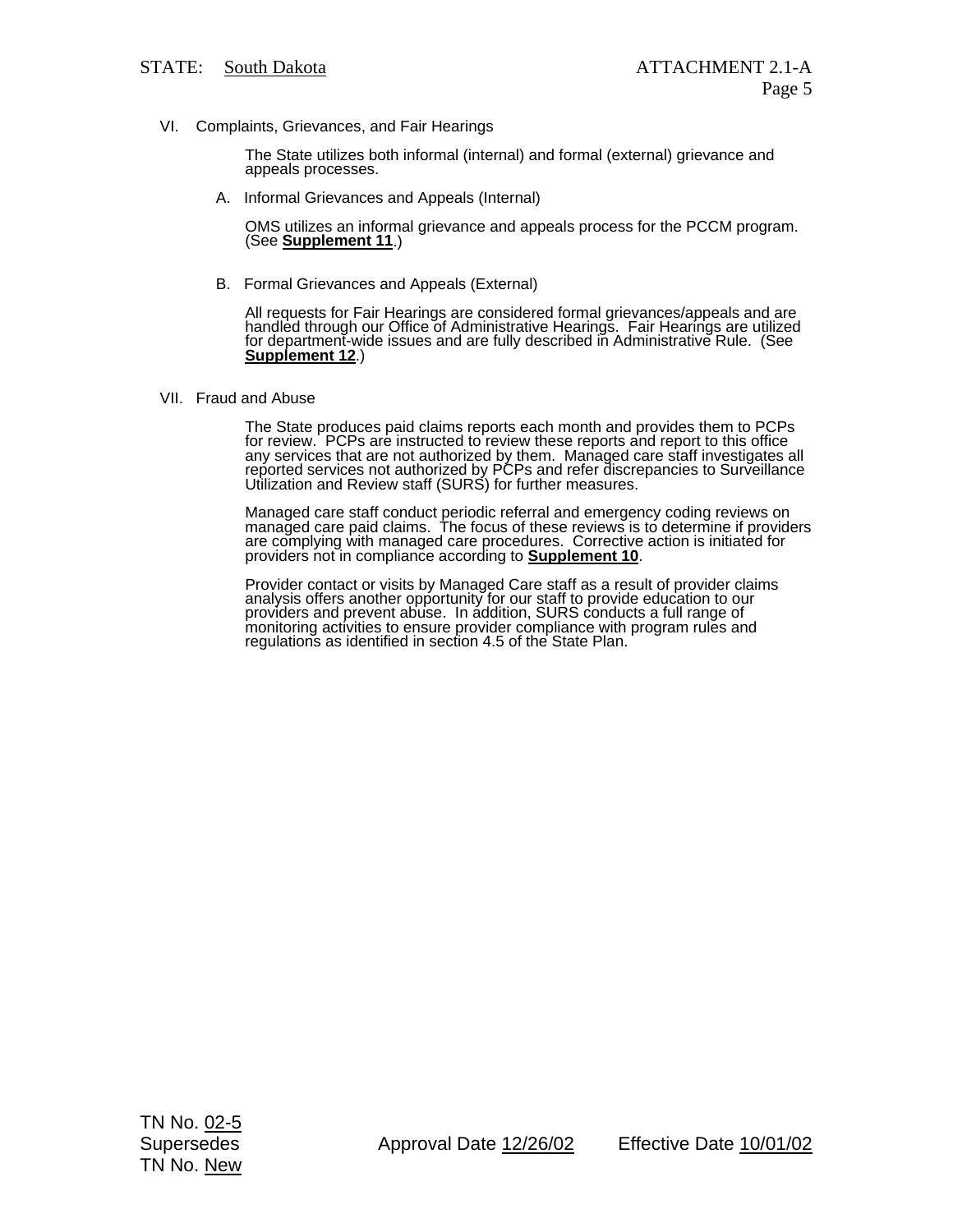VI. Complaints, Grievances, and Fair Hearings

The State utilizes both informal (internal) and formal (external) grievance and appeals processes.

A. Informal Grievances and Appeals (Internal)

OMS utilizes an informal grievance and appeals process for the PCCM program. (See **Supplement 11**.)

B. Formal Grievances and Appeals (External)

All requests for Fair Hearings are considered formal grievances/appeals and are handled through our Office of Administrative Hearings. Fair Hearings are utilized for department-wide issues and are fully described in Administrative Rule. (See **Supplement 12**.)

VII. Fraud and Abuse

The State produces paid claims reports each month and provides them to PCPs for review. PCPs are instructed to review these reports and report to this office any services that are not authorized by them. Managed care staff investigates all reported services not authorized by PCPs and refer discrepancies to Surveillance Utilization and Review staff (SURS) for further measures.

Managed care staff conduct periodic referral and emergency coding reviews on managed care paid claims. The focus of these reviews is to determine if providers are complying with managed care procedures. Corrective action is initiated for providers not in compliance according to **Supplement 10**.

Provider contact or visits by Managed Care staff as a result of provider claims analysis offers another opportunity for our staff to provide education to our providers and prevent abuse. In addition, SURS conducts a full range of monitoring activities to ensure provider compliance with program rules and regulations as identified in section 4.5 of the State Plan.

TN No. 02-5
Supersedes
TN No. New

Approval Date 12/26/02    Effective Date 10/01/02